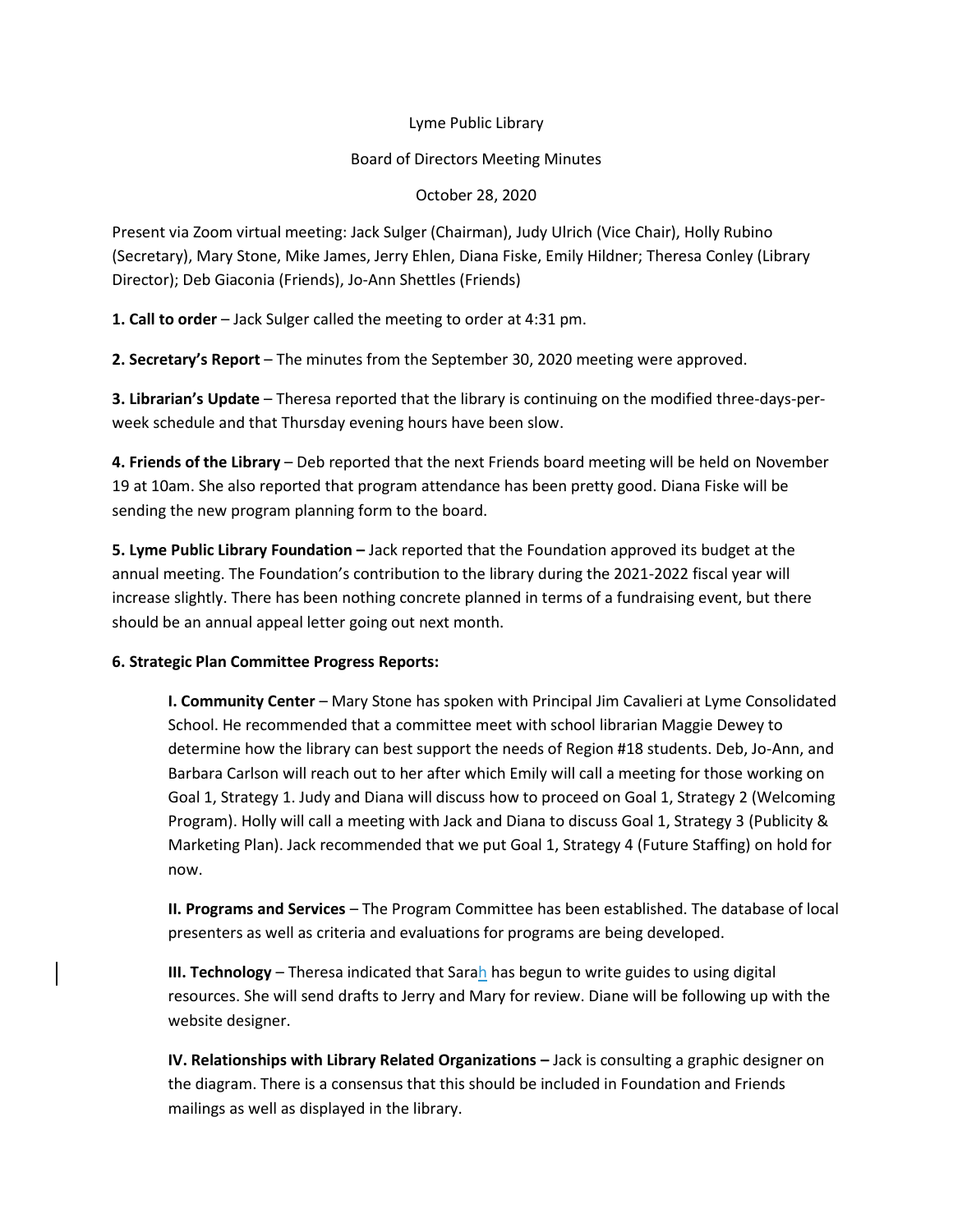Lyme Public Library

Board of Directors Meeting Minutes

October 28, 2020

Present via Zoom virtual meeting: Jack Sulger (Chairman), Judy Ulrich (Vice Chair), Holly Rubino (Secretary), Mary Stone, Mike James, Jerry Ehlen, Diana Fiske, Emily Hildner; Theresa Conley (Library Director); Deb Giaconia (Friends), Jo-Ann Shettles (Friends)

**1. Call to order** – Jack Sulger called the meeting to order at 4:31 pm.

**2. Secretary's Report** – The minutes from the September 30, 2020 meeting were approved.

**3. Librarian's Update** – Theresa reported that the library is continuing on the modified three-days-per-week schedule and that Thursday evening hours have been slow.

**4. Friends of the Library** – Deb reported that the next Friends board meeting will be held on November 19 at 10am. She also reported that program attendance has been pretty good. Diana Fiske will be sending the new program planning form to the board.

**5. Lyme Public Library Foundation –** Jack reported that the Foundation approved its budget at the annual meeting. The Foundation's contribution to the library during the 2021-2022 fiscal year will increase slightly. There has been nothing concrete planned in terms of a fundraising event, but there should be an annual appeal letter going out next month.

**6. Strategic Plan Committee Progress Reports:**

**I. Community Center** – Mary Stone has spoken with Principal Jim Cavalieri at Lyme Consolidated School. He recommended that a committee meet with school librarian Maggie Dewey to determine how the library can best support the needs of Region #18 students. Deb, Jo-Ann, and Barbara Carlson will reach out to her after which Emily will call a meeting for those working on Goal 1, Strategy 1. Judy and Diana will discuss how to proceed on Goal 1, Strategy 2 (Welcoming Program). Holly will call a meeting with Jack and Diana to discuss Goal 1, Strategy 3 (Publicity & Marketing Plan). Jack recommended that we put Goal 1, Strategy 4 (Future Staffing) on hold for now.

**II. Programs and Services** – The Program Committee has been established. The database of local presenters as well as criteria and evaluations for programs are being developed.

**III. Technology** – Theresa indicated that Sarah has begun to write guides to using digital resources. She will send drafts to Jerry and Mary for review. Diane will be following up with the website designer.

**IV. Relationships with Library Related Organizations –** Jack is consulting a graphic designer on the diagram. There is a consensus that this should be included in Foundation and Friends mailings as well as displayed in the library.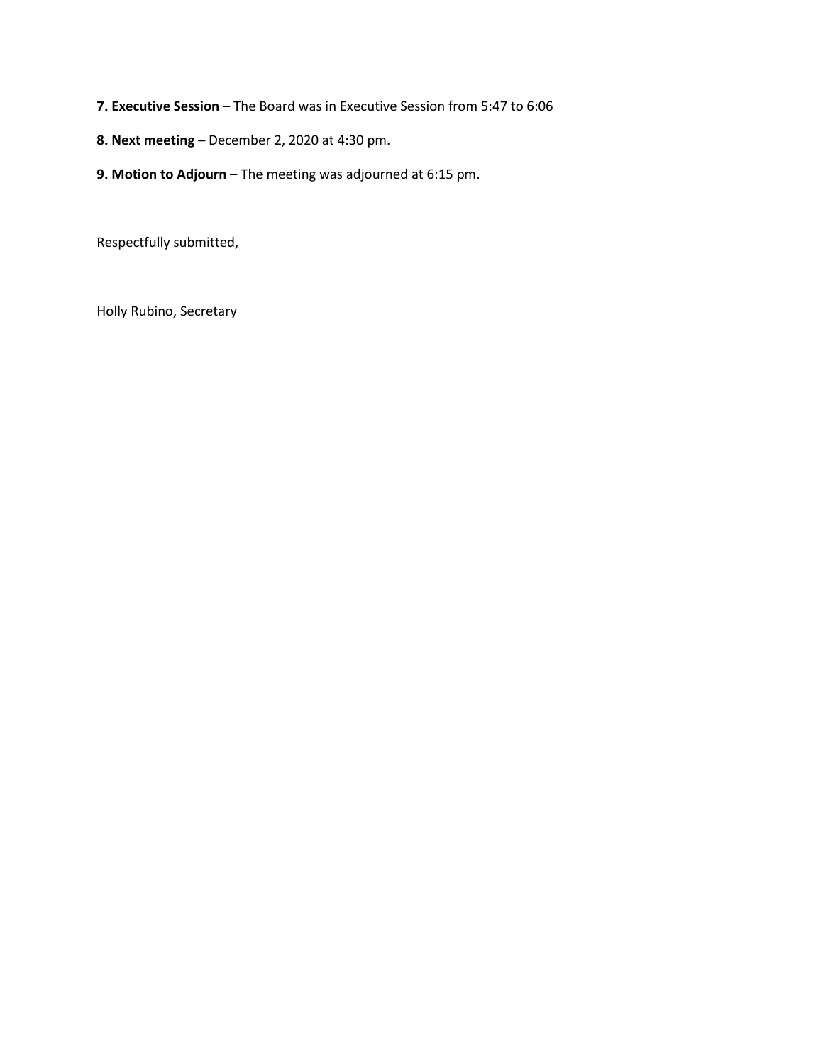**7. Executive Session** – The Board was in Executive Session from 5:47 to 6:06

**8. Next meeting –** December 2, 2020 at 4:30 pm.

**9. Motion to Adjourn** – The meeting was adjourned at 6:15 pm.

Respectfully submitted,

Holly Rubino, Secretary